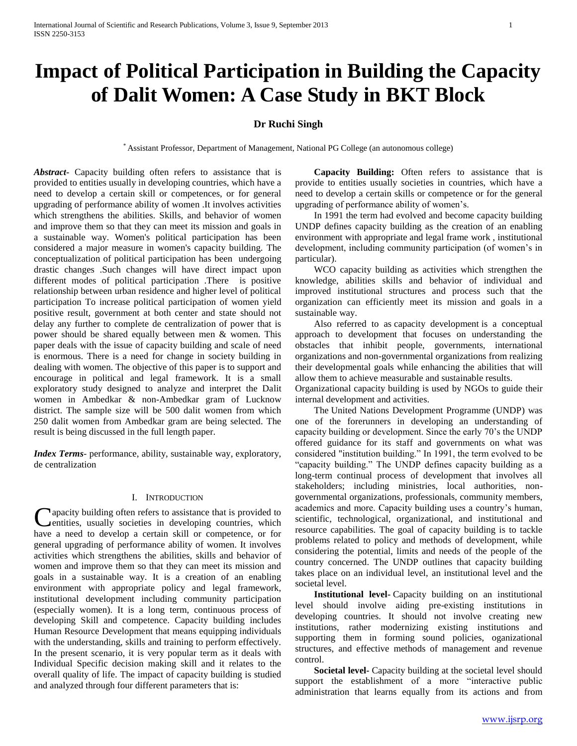# Impact of Political Participation in Building the Capacity of Dalit Women: A Case Study in BKT Block

**Dr Ruchi Singh**

[*] Assistant Professor, Department of Management, National PG College (an autonomous college)

***Abstract***- Capacity building often refers to assistance that is provided to entities usually in developing countries, which have a need to develop a certain skill or competences, or for general upgrading of performance ability of women .It involves activities which strengthens the abilities. Skills, and behavior of women and improve them so that they can meet its mission and goals in a sustainable way. Women's political participation has been considered a major measure in women's capacity building. The conceptualization of political participation has been undergoing drastic changes .Such changes will have direct impact upon different modes of political participation .There is positive relationship between urban residence and higher level of political participation To increase political participation of women yield positive result, government at both center and state should not delay any further to complete de centralization of power that is power should be shared equally between men & women. This paper deals with the issue of capacity building and scale of need is enormous. There is a need for change in society building in dealing with women. The objective of this paper is to support and encourage in political and legal framework. It is a small exploratory study designed to analyze and interpret the Dalit women in Ambedkar & non-Ambedkar gram of Lucknow district. The sample size will be 500 dalit women from which 250 dalit women from Ambedkar gram are being selected. The result is being discussed in the full length paper.

***Index Terms***- performance, ability, sustainable way, exploratory, de centralization

## I. Introduction

Capacity building often refers to assistance that is provided to entities, usually societies in developing countries, which have a need to develop a certain skill or competence, or for general upgrading of performance ability of women. It involves activities which strengthens the abilities, skills and behavior of women and improve them so that they can meet its mission and goals in a sustainable way. It is a creation of an enabling environment with appropriate policy and legal framework, institutional development including community participation (especially women). It is a long term, continuous process of developing Skill and competence. Capacity building includes Human Resource Development that means equipping individuals with the understanding, skills and training to perform effectively. In the present scenario, it is very popular term as it deals with Individual Specific decision making skill and it relates to the overall quality of life. The impact of capacity building is studied and analyzed through four different parameters that is:

**Capacity Building:** Often refers to assistance that is provide to entities usually societies in countries, which have a need to develop a certain skills or competence or for the general upgrading of performance ability of women's.

In 1991 the term had evolved and become capacity building UNDP defines capacity building as the creation of an enabling environment with appropriate and legal frame work , institutional development, including community participation (of women's in particular).

WCO capacity building as activities which strengthen the knowledge, abilities skills and behavior of individual and improved institutional structures and process such that the organization can efficiently meet its mission and goals in a sustainable way.

Also referred to as capacity development is a conceptual approach to development that focuses on understanding the obstacles that inhibit people, governments, international organizations and non-governmental organizations from realizing their developmental goals while enhancing the abilities that will allow them to achieve measurable and sustainable results.

Organizational capacity building is used by NGOs to guide their internal development and activities.

The United Nations Development Programme (UNDP) was one of the forerunners in developing an understanding of capacity building or development. Since the early 70's the UNDP offered guidance for its staff and governments on what was considered "institution building." In 1991, the term evolved to be "capacity building." The UNDP defines capacity building as a long-term continual process of development that involves all stakeholders; including ministries, local authorities, non-governmental organizations, professionals, community members, academics and more. Capacity building uses a country's human, scientific, technological, organizational, and institutional and resource capabilities. The goal of capacity building is to tackle problems related to policy and methods of development, while considering the potential, limits and needs of the people of the country concerned. The UNDP outlines that capacity building takes place on an individual level, an institutional level and the societal level.

**Institutional level**- Capacity building on an institutional level should involve aiding pre-existing institutions in developing countries. It should not involve creating new institutions, rather modernizing existing institutions and supporting them in forming sound policies, oganizational structures, and effective methods of management and revenue control.

**Societal level**- Capacity building at the societal level should support the establishment of a more "interactive public administration that learns equally from its actions and from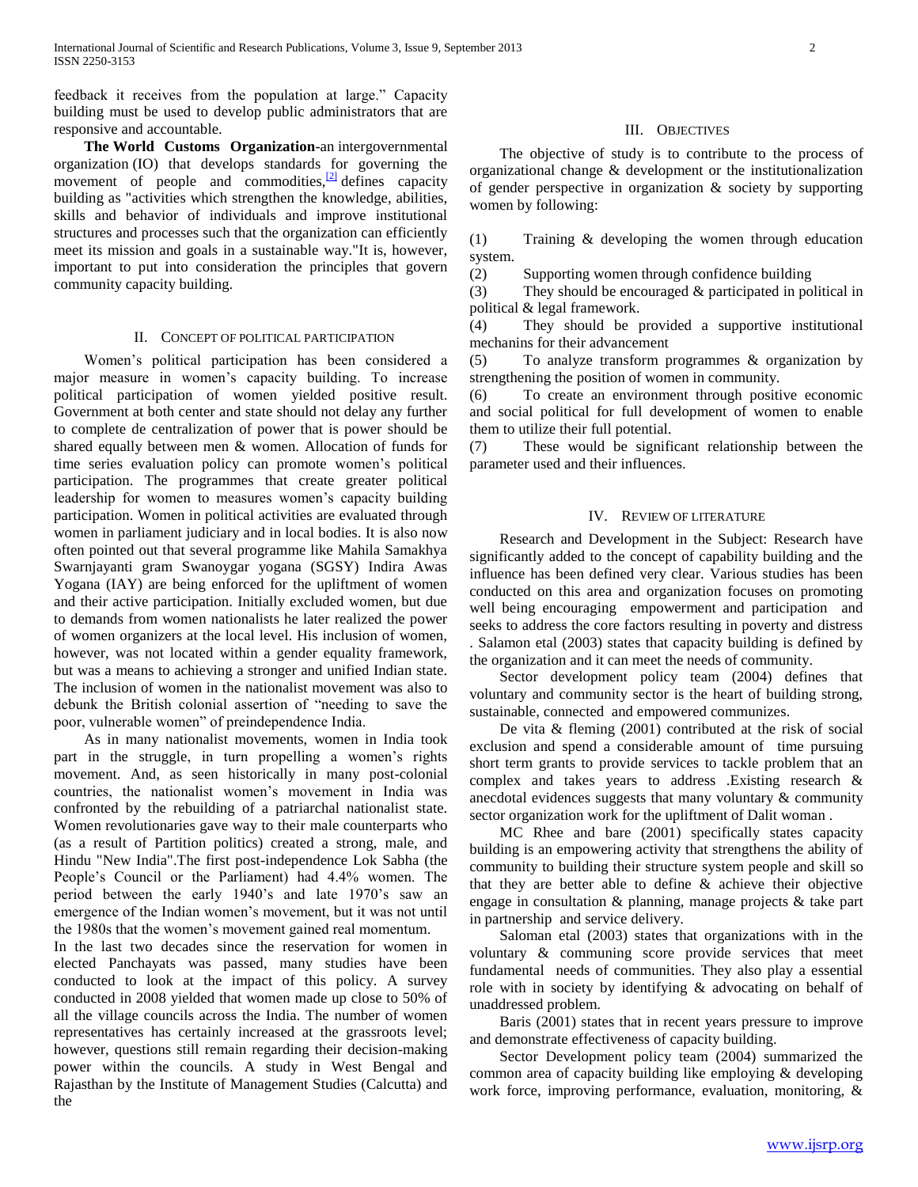feedback it receives from the population at large." Capacity building must be used to develop public administrators that are responsive and accountable.

**The World Customs Organization**-an intergovernmental organization (IO) that develops standards for governing the movement of people and commodities,[2] defines capacity building as "activities which strengthen the knowledge, abilities, skills and behavior of individuals and improve institutional structures and processes such that the organization can efficiently meet its mission and goals in a sustainable way."It is, however, important to put into consideration the principles that govern community capacity building.

## II. Concept of Political Participation

Women's political participation has been considered a major measure in women's capacity building. To increase political participation of women yielded positive result. Government at both center and state should not delay any further to complete de centralization of power that is power should be shared equally between men & women. Allocation of funds for time series evaluation policy can promote women's political participation. The programmes that create greater political leadership for women to measures women's capacity building participation. Women in political activities are evaluated through women in parliament judiciary and in local bodies. It is also now often pointed out that several programme like Mahila Samakhya Swarnjayanti gram Swanoygar yogana (SGSY) Indira Awas Yogana (IAY) are being enforced for the upliftment of women and their active participation. Initially excluded women, but due to demands from women nationalists he later realized the power of women organizers at the local level. His inclusion of women, however, was not located within a gender equality framework, but was a means to achieving a stronger and unified Indian state. The inclusion of women in the nationalist movement was also to debunk the British colonial assertion of "needing to save the poor, vulnerable women" of preindependence India.

As in many nationalist movements, women in India took part in the struggle, in turn propelling a women's rights movement. And, as seen historically in many post-colonial countries, the nationalist women's movement in India was confronted by the rebuilding of a patriarchal nationalist state. Women revolutionaries gave way to their male counterparts who (as a result of Partition politics) created a strong, male, and Hindu "New India".The first post-independence Lok Sabha (the People's Council or the Parliament) had 4.4% women. The period between the early 1940's and late 1970's saw an emergence of the Indian women's movement, but it was not until the 1980s that the women's movement gained real momentum.

In the last two decades since the reservation for women in elected Panchayats was passed, many studies have been conducted to look at the impact of this policy. A survey conducted in 2008 yielded that women made up close to 50% of all the village councils across the India. The number of women representatives has certainly increased at the grassroots level; however, questions still remain regarding their decision-making power within the councils. A study in West Bengal and Rajasthan by the Institute of Management Studies (Calcutta) and the

## III. Objectives

The objective of study is to contribute to the process of organizational change & development or the institutionalization of gender perspective in organization & society by supporting women by following:

(1) Training & developing the women through education system.

(2) Supporting women through confidence building

(3) They should be encouraged & participated in political in political & legal framework.

(4) They should be provided a supportive institutional mechanins for their advancement

(5) To analyze transform programmes & organization by strengthening the position of women in community.

(6) To create an environment through positive economic and social political for full development of women to enable them to utilize their full potential.

(7) These would be significant relationship between the parameter used and their influences.

## IV. Review of Literature

Research and Development in the Subject: Research have significantly added to the concept of capability building and the influence has been defined very clear. Various studies has been conducted on this area and organization focuses on promoting well being encouraging empowerment and participation and seeks to address the core factors resulting in poverty and distress . Salamon etal (2003) states that capacity building is defined by the organization and it can meet the needs of community.

Sector development policy team (2004) defines that voluntary and community sector is the heart of building strong, sustainable, connected and empowered communizes.

De vita & fleming (2001) contributed at the risk of social exclusion and spend a considerable amount of time pursuing short term grants to provide services to tackle problem that an complex and takes years to address .Existing research & anecdotal evidences suggests that many voluntary & community sector organization work for the upliftment of Dalit woman .

MC Rhee and bare (2001) specifically states capacity building is an empowering activity that strengthens the ability of community to building their structure system people and skill so that they are better able to define & achieve their objective engage in consultation & planning, manage projects & take part in partnership and service delivery.

Saloman etal (2003) states that organizations with in the voluntary & communing score provide services that meet fundamental needs of communities. They also play a essential role with in society by identifying & advocating on behalf of unaddressed problem.

Baris (2001) states that in recent years pressure to improve and demonstrate effectiveness of capacity building.

Sector Development policy team (2004) summarized the common area of capacity building like employing & developing work force, improving performance, evaluation, monitoring, &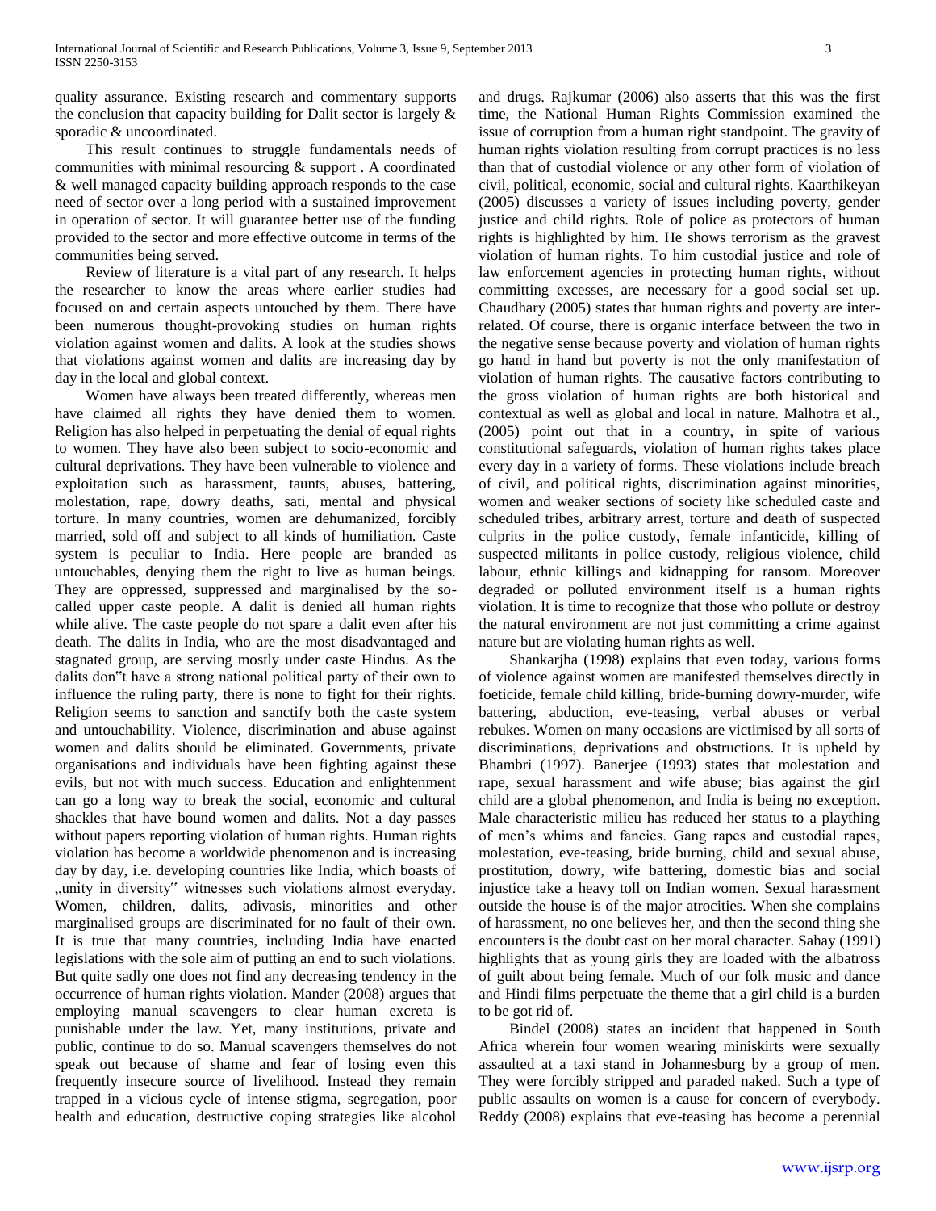quality assurance. Existing research and commentary supports the conclusion that capacity building for Dalit sector is largely & sporadic & uncoordinated.

This result continues to struggle fundamentals needs of communities with minimal resourcing & support . A coordinated & well managed capacity building approach responds to the case need of sector over a long period with a sustained improvement in operation of sector. It will guarantee better use of the funding provided to the sector and more effective outcome in terms of the communities being served.

Review of literature is a vital part of any research. It helps the researcher to know the areas where earlier studies had focused on and certain aspects untouched by them. There have been numerous thought-provoking studies on human rights violation against women and dalits. A look at the studies shows that violations against women and dalits are increasing day by day in the local and global context.

Women have always been treated differently, whereas men have claimed all rights they have denied them to women. Religion has also helped in perpetuating the denial of equal rights to women. They have also been subject to socio-economic and cultural deprivations. They have been vulnerable to violence and exploitation such as harassment, taunts, abuses, battering, molestation, rape, dowry deaths, sati, mental and physical torture. In many countries, women are dehumanized, forcibly married, sold off and subject to all kinds of humiliation. Caste system is peculiar to India. Here people are branded as untouchables, denying them the right to live as human beings. They are oppressed, suppressed and marginalised by the so-called upper caste people. A dalit is denied all human rights while alive. The caste people do not spare a dalit even after his death. The dalits in India, who are the most disadvantaged and stagnated group, are serving mostly under caste Hindus. As the dalits don"t have a strong national political party of their own to influence the ruling party, there is none to fight for their rights. Religion seems to sanction and sanctify both the caste system and untouchability. Violence, discrimination and abuse against women and dalits should be eliminated. Governments, private organisations and individuals have been fighting against these evils, but not with much success. Education and enlightenment can go a long way to break the social, economic and cultural shackles that have bound women and dalits. Not a day passes without papers reporting violation of human rights. Human rights violation has become a worldwide phenomenon and is increasing day by day, i.e. developing countries like India, which boasts of „unity in diversity" witnesses such violations almost everyday. Women, children, dalits, adivasis, minorities and other marginalised groups are discriminated for no fault of their own. It is true that many countries, including India have enacted legislations with the sole aim of putting an end to such violations. But quite sadly one does not find any decreasing tendency in the occurrence of human rights violation. Mander (2008) argues that employing manual scavengers to clear human excreta is punishable under the law. Yet, many institutions, private and public, continue to do so. Manual scavengers themselves do not speak out because of shame and fear of losing even this frequently insecure source of livelihood. Instead they remain trapped in a vicious cycle of intense stigma, segregation, poor health and education, destructive coping strategies like alcohol and drugs. Rajkumar (2006) also asserts that this was the first time, the National Human Rights Commission examined the issue of corruption from a human right standpoint. The gravity of human rights violation resulting from corrupt practices is no less than that of custodial violence or any other form of violation of civil, political, economic, social and cultural rights. Kaarthikeyan (2005) discusses a variety of issues including poverty, gender justice and child rights. Role of police as protectors of human rights is highlighted by him. He shows terrorism as the gravest violation of human rights. To him custodial justice and role of law enforcement agencies in protecting human rights, without committing excesses, are necessary for a good social set up. Chaudhary (2005) states that human rights and poverty are inter-related. Of course, there is organic interface between the two in the negative sense because poverty and violation of human rights go hand in hand but poverty is not the only manifestation of violation of human rights. The causative factors contributing to the gross violation of human rights are both historical and contextual as well as global and local in nature. Malhotra et al., (2005) point out that in a country, in spite of various constitutional safeguards, violation of human rights takes place every day in a variety of forms. These violations include breach of civil, and political rights, discrimination against minorities, women and weaker sections of society like scheduled caste and scheduled tribes, arbitrary arrest, torture and death of suspected culprits in the police custody, female infanticide, killing of suspected militants in police custody, religious violence, child labour, ethnic killings and kidnapping for ransom. Moreover degraded or polluted environment itself is a human rights violation. It is time to recognize that those who pollute or destroy the natural environment are not just committing a crime against nature but are violating human rights as well.

Shankarjha (1998) explains that even today, various forms of violence against women are manifested themselves directly in foeticide, female child killing, bride-burning dowry-murder, wife battering, abduction, eve-teasing, verbal abuses or verbal rebukes. Women on many occasions are victimised by all sorts of discriminations, deprivations and obstructions. It is upheld by Bhambri (1997). Banerjee (1993) states that molestation and rape, sexual harassment and wife abuse; bias against the girl child are a global phenomenon, and India is being no exception. Male characteristic milieu has reduced her status to a plaything of men's whims and fancies. Gang rapes and custodial rapes, molestation, eve-teasing, bride burning, child and sexual abuse, prostitution, dowry, wife battering, domestic bias and social injustice take a heavy toll on Indian women. Sexual harassment outside the house is of the major atrocities. When she complains of harassment, no one believes her, and then the second thing she encounters is the doubt cast on her moral character. Sahay (1991) highlights that as young girls they are loaded with the albatross of guilt about being female. Much of our folk music and dance and Hindi films perpetuate the theme that a girl child is a burden to be got rid of.

Bindel (2008) states an incident that happened in South Africa wherein four women wearing miniskirts were sexually assaulted at a taxi stand in Johannesburg by a group of men. They were forcibly stripped and paraded naked. Such a type of public assaults on women is a cause for concern of everybody. Reddy (2008) explains that eve-teasing has become a perennial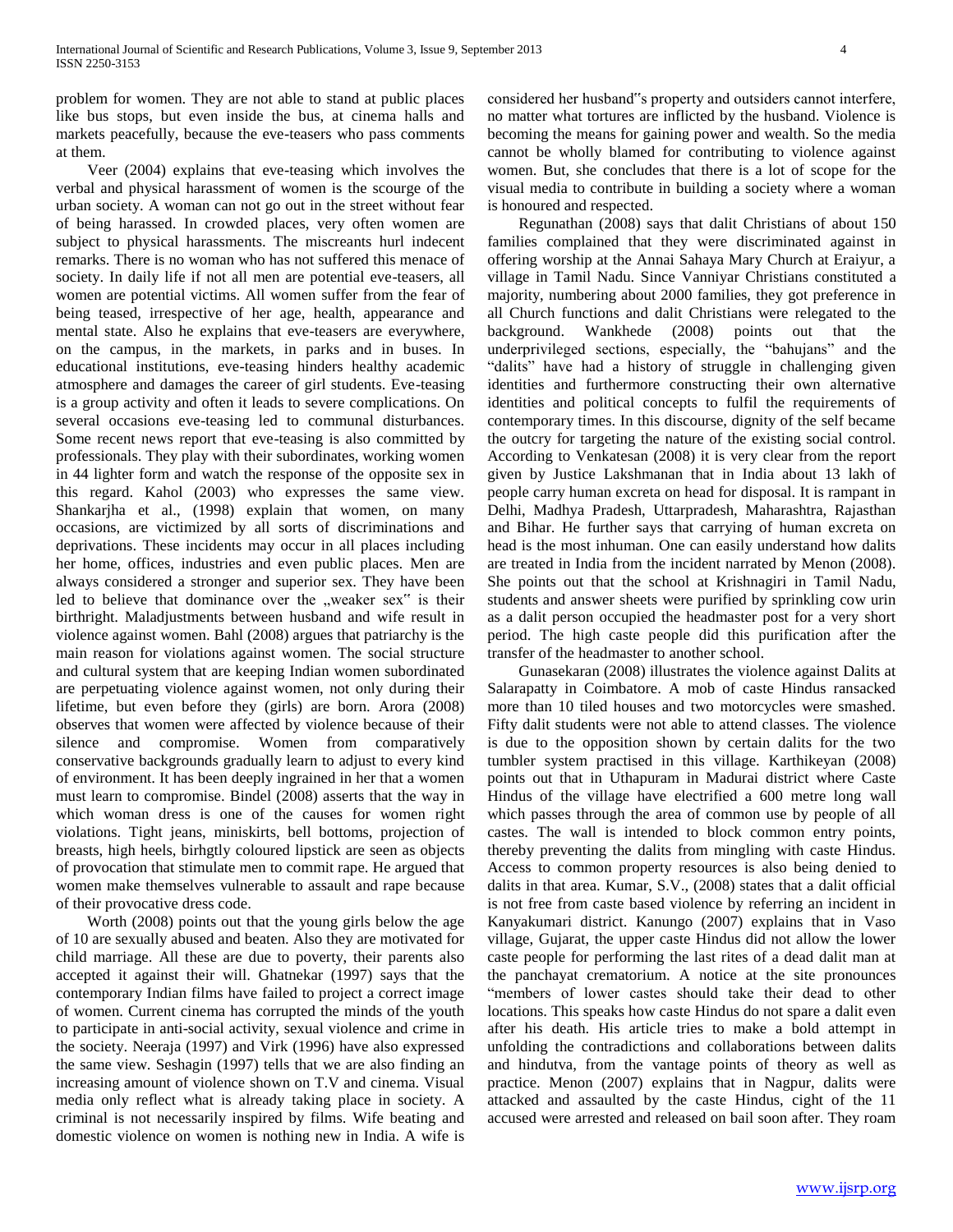problem for women. They are not able to stand at public places like bus stops, but even inside the bus, at cinema halls and markets peacefully, because the eve-teasers who pass comments at them.

Veer (2004) explains that eve-teasing which involves the verbal and physical harassment of women is the scourge of the urban society. A woman can not go out in the street without fear of being harassed. In crowded places, very often women are subject to physical harassments. The miscreants hurl indecent remarks. There is no woman who has not suffered this menace of society. In daily life if not all men are potential eve-teasers, all women are potential victims. All women suffer from the fear of being teased, irrespective of her age, health, appearance and mental state. Also he explains that eve-teasers are everywhere, on the campus, in the markets, in parks and in buses. In educational institutions, eve-teasing hinders healthy academic atmosphere and damages the career of girl students. Eve-teasing is a group activity and often it leads to severe complications. On several occasions eve-teasing led to communal disturbances. Some recent news report that eve-teasing is also committed by professionals. They play with their subordinates, working women in 44 lighter form and watch the response of the opposite sex in this regard. Kahol (2003) who expresses the same view. Shankarjha et al., (1998) explain that women, on many occasions, are victimized by all sorts of discriminations and deprivations. These incidents may occur in all places including her home, offices, industries and even public places. Men are always considered a stronger and superior sex. They have been led to believe that dominance over the „weaker sex" is their birthright. Maladjustments between husband and wife result in violence against women. Bahl (2008) argues that patriarchy is the main reason for violations against women. The social structure and cultural system that are keeping Indian women subordinated are perpetuating violence against women, not only during their lifetime, but even before they (girls) are born. Arora (2008) observes that women were affected by violence because of their silence and compromise. Women from comparatively conservative backgrounds gradually learn to adjust to every kind of environment. It has been deeply ingrained in her that a women must learn to compromise. Bindel (2008) asserts that the way in which woman dress is one of the causes for women right violations. Tight jeans, miniskirts, bell bottoms, projection of breasts, high heels, birhgtly coloured lipstick are seen as objects of provocation that stimulate men to commit rape. He argued that women make themselves vulnerable to assault and rape because of their provocative dress code.

Worth (2008) points out that the young girls below the age of 10 are sexually abused and beaten. Also they are motivated for child marriage. All these are due to poverty, their parents also accepted it against their will. Ghatnekar (1997) says that the contemporary Indian films have failed to project a correct image of women. Current cinema has corrupted the minds of the youth to participate in anti-social activity, sexual violence and crime in the society. Neeraja (1997) and Virk (1996) have also expressed the same view. Seshagin (1997) tells that we are also finding an increasing amount of violence shown on T.V and cinema. Visual media only reflect what is already taking place in society. A criminal is not necessarily inspired by films. Wife beating and domestic violence on women is nothing new in India. A wife is considered her husband"s property and outsiders cannot interfere, no matter what tortures are inflicted by the husband. Violence is becoming the means for gaining power and wealth. So the media cannot be wholly blamed for contributing to violence against women. But, she concludes that there is a lot of scope for the visual media to contribute in building a society where a woman is honoured and respected.

Regunathan (2008) says that dalit Christians of about 150 families complained that they were discriminated against in offering worship at the Annai Sahaya Mary Church at Eraiyur, a village in Tamil Nadu. Since Vanniyar Christians constituted a majority, numbering about 2000 families, they got preference in all Church functions and dalit Christians were relegated to the background. Wankhede (2008) points out that the underprivileged sections, especially, the "bahujans" and the "dalits" have had a history of struggle in challenging given identities and furthermore constructing their own alternative identities and political concepts to fulfil the requirements of contemporary times. In this discourse, dignity of the self became the outcry for targeting the nature of the existing social control. According to Venkatesan (2008) it is very clear from the report given by Justice Lakshmanan that in India about 13 lakh of people carry human excreta on head for disposal. It is rampant in Delhi, Madhya Pradesh, Uttarpradesh, Maharashtra, Rajasthan and Bihar. He further says that carrying of human excreta on head is the most inhuman. One can easily understand how dalits are treated in India from the incident narrated by Menon (2008). She points out that the school at Krishnagiri in Tamil Nadu, students and answer sheets were purified by sprinkling cow urin as a dalit person occupied the headmaster post for a very short period. The high caste people did this purification after the transfer of the headmaster to another school.

Gunasekaran (2008) illustrates the violence against Dalits at Salarapatty in Coimbatore. A mob of caste Hindus ransacked more than 10 tiled houses and two motorcycles were smashed. Fifty dalit students were not able to attend classes. The violence is due to the opposition shown by certain dalits for the two tumbler system practised in this village. Karthikeyan (2008) points out that in Uthapuram in Madurai district where Caste Hindus of the village have electrified a 600 metre long wall which passes through the area of common use by people of all castes. The wall is intended to block common entry points, thereby preventing the dalits from mingling with caste Hindus. Access to common property resources is also being denied to dalits in that area. Kumar, S.V., (2008) states that a dalit official is not free from caste based violence by referring an incident in Kanyakumari district. Kanungo (2007) explains that in Vaso village, Gujarat, the upper caste Hindus did not allow the lower caste people for performing the last rites of a dead dalit man at the panchayat crematorium. A notice at the site pronounces "members of lower castes should take their dead to other locations. This speaks how caste Hindus do not spare a dalit even after his death. His article tries to make a bold attempt in unfolding the contradictions and collaborations between dalits and hindutva, from the vantage points of theory as well as practice. Menon (2007) explains that in Nagpur, dalits were attacked and assaulted by the caste Hindus, cight of the 11 accused were arrested and released on bail soon after. They roam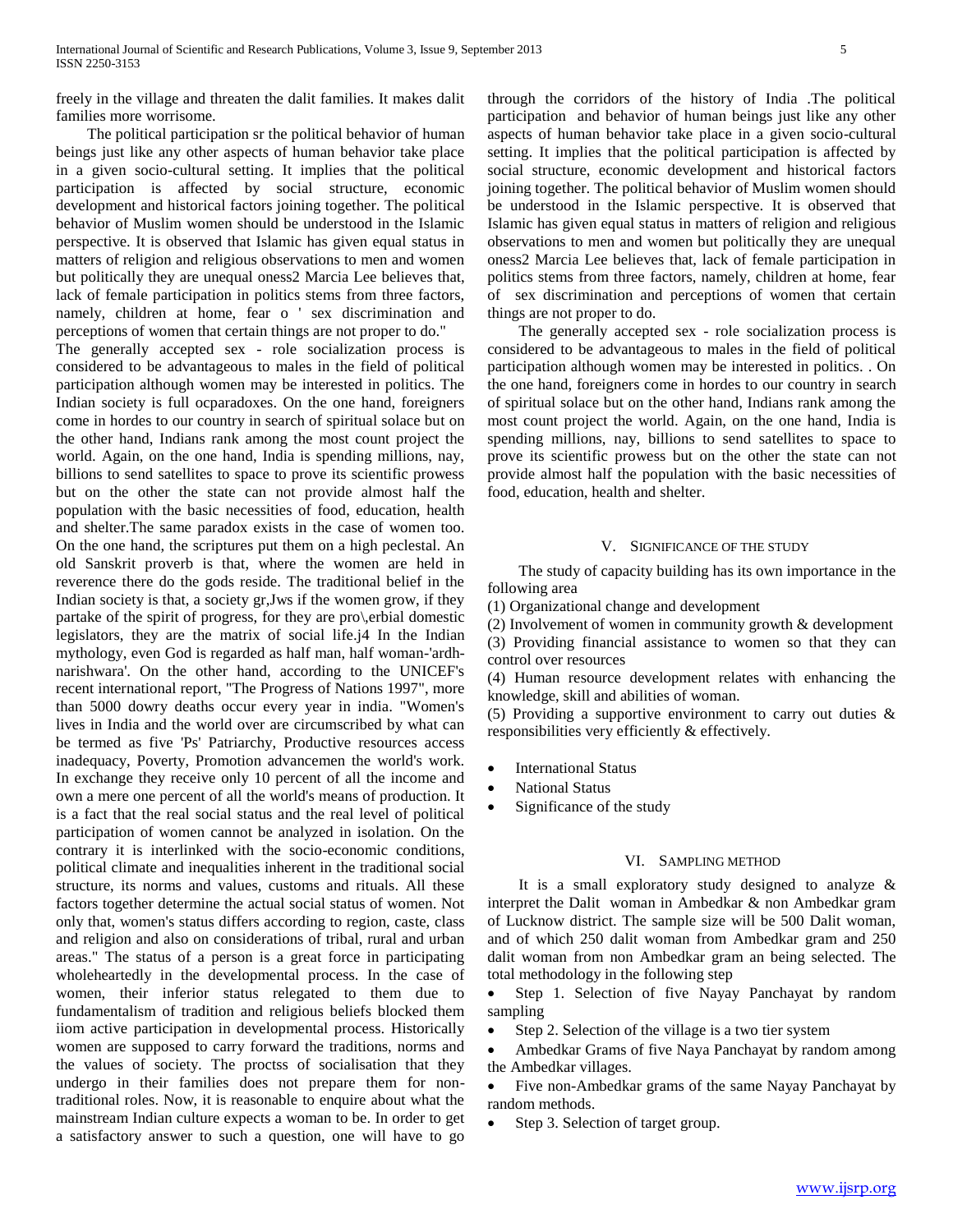freely in the village and threaten the dalit families. It makes dalit families more worrisome.

The political participation sr the political behavior of human beings just like any other aspects of human behavior take place in a given socio-cultural setting. It implies that the political participation is affected by social structure, economic development and historical factors joining together. The political behavior of Muslim women should be understood in the Islamic perspective. It is observed that Islamic has given equal status in matters of religion and religious observations to men and women but politically they are unequal oness2 Marcia Lee believes that, lack of female participation in politics stems from three factors, namely, children at home, fear o ' sex discrimination and perceptions of women that certain things are not proper to do."

The generally accepted sex - role socialization process is considered to be advantageous to males in the field of political participation although women may be interested in politics. The Indian society is full ocparadoxes. On the one hand, foreigners come in hordes to our country in search of spiritual solace but on the other hand, Indians rank among the most count project the world. Again, on the one hand, India is spending millions, nay, billions to send satellites to space to prove its scientific prowess but on the other the state can not provide almost half the population with the basic necessities of food, education, health and shelter.The same paradox exists in the case of women too. On the one hand, the scriptures put them on a high peclestal. An old Sanskrit proverb is that, where the women are held in reverence there do the gods reside. The traditional belief in the Indian society is that, a society gr,Jws if the women grow, if they partake of the spirit of progress, for they are pro\,erbial domestic legislators, they are the matrix of social life.j4 In the Indian mythology, even God is regarded as half man, half woman-'ardh-narishwara'. On the other hand, according to the UNICEF's recent international report, "The Progress of Nations 1997", more than 5000 dowry deaths occur every year in india. "Women's lives in India and the world over are circumscribed by what can be termed as five 'Ps' Patriarchy, Productive resources access inadequacy, Poverty, Promotion advancemen the world's work. In exchange they receive only 10 percent of all the income and own a mere one percent of all the world's means of production. It is a fact that the real social status and the real level of political participation of women cannot be analyzed in isolation. On the contrary it is interlinked with the socio-economic conditions, political climate and inequalities inherent in the traditional social structure, its norms and values, customs and rituals. All these factors together determine the actual social status of women. Not only that, women's status differs according to region, caste, class and religion and also on considerations of tribal, rural and urban areas." The status of a person is a great force in participating wholeheartedly in the developmental process. In the case of women, their inferior status relegated to them due to fundamentalism of tradition and religious beliefs blocked them iiom active participation in developmental process. Historically women are supposed to carry forward the traditions, norms and the values of society. The proctss of socialisation that they undergo in their families does not prepare them for non-traditional roles. Now, it is reasonable to enquire about what the mainstream Indian culture expects a woman to be. In order to get a satisfactory answer to such a question, one will have to go through the corridors of the history of India .The political participation and behavior of human beings just like any other aspects of human behavior take place in a given socio-cultural setting. It implies that the political participation is affected by social structure, economic development and historical factors joining together. The political behavior of Muslim women should be understood in the Islamic perspective. It is observed that Islamic has given equal status in matters of religion and religious observations to men and women but politically they are unequal oness2 Marcia Lee believes that, lack of female participation in politics stems from three factors, namely, children at home, fear of sex discrimination and perceptions of women that certain things are not proper to do.

The generally accepted sex - role socialization process is considered to be advantageous to males in the field of political participation although women may be interested in politics. . On the one hand, foreigners come in hordes to our country in search of spiritual solace but on the other hand, Indians rank among the most count project the world. Again, on the one hand, India is spending millions, nay, billions to send satellites to space to prove its scientific prowess but on the other the state can not provide almost half the population with the basic necessities of food, education, health and shelter.

## V. Significance of the Study

The study of capacity building has its own importance in the following area

(1) Organizational change and development

(2) Involvement of women in community growth & development

(3) Providing financial assistance to women so that they can control over resources

(4) Human resource development relates with enhancing the knowledge, skill and abilities of woman.

(5) Providing a supportive environment to carry out duties & responsibilities very efficiently & effectively.

- International Status
- National Status
- Significance of the study

## VI. Sampling Method

It is a small exploratory study designed to analyze & interpret the Dalit woman in Ambedkar & non Ambedkar gram of Lucknow district. The sample size will be 500 Dalit woman, and of which 250 dalit woman from Ambedkar gram and 250 dalit woman from non Ambedkar gram an being selected. The total methodology in the following step

- Step 1. Selection of five Nayay Panchayat by random sampling
- Step 2. Selection of the village is a two tier system
- Ambedkar Grams of five Naya Panchayat by random among the Ambedkar villages.
- Five non-Ambedkar grams of the same Nayay Panchayat by random methods.
- Step 3. Selection of target group.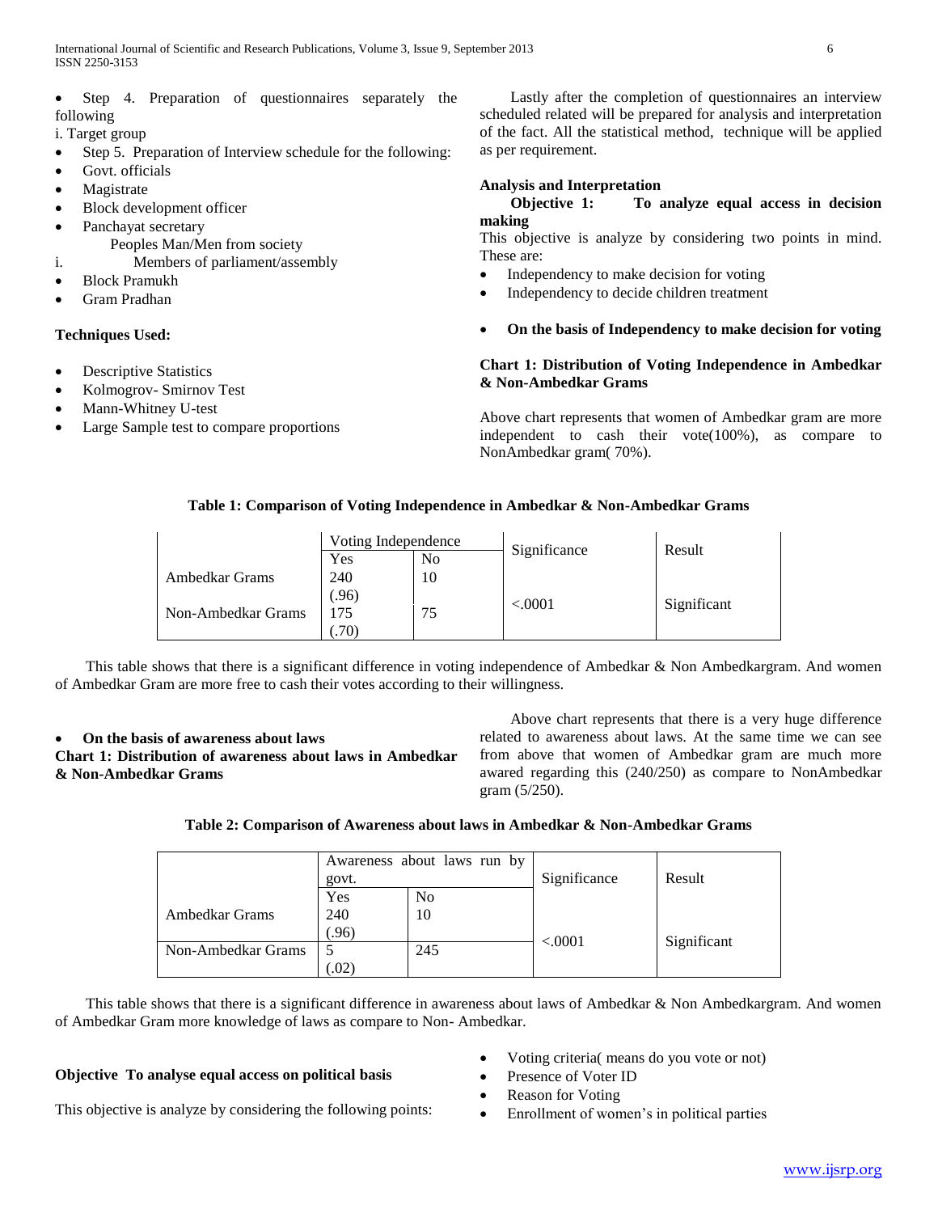- Step 4. Preparation of questionnaires separately the following

i. Target group

- Step 5. Preparation of Interview schedule for the following:
- Govt. officials
- Magistrate
- Block development officer
- Panchayat secretary

Peoples Man/Men from society

i. Members of parliament/assembly

- Block Pramukh
- Gram Pradhan

**Techniques Used:**

- Descriptive Statistics
- Kolmogrov- Smirnov Test
- Mann-Whitney U-test
- Large Sample test to compare proportions

Lastly after the completion of questionnaires an interview scheduled related will be prepared for analysis and interpretation of the fact. All the statistical method, technique will be applied as per requirement.

**Analysis and Interpretation**

**Objective 1: To analyze equal access in decision making**

This objective is analyze by considering two points in mind. These are:

- Independency to make decision for voting
- Independency to decide children treatment

- **On the basis of Independency to make decision for voting**

**Chart 1: Distribution of Voting Independence in Ambedkar & Non-Ambedkar Grams**

Above chart represents that women of Ambedkar gram are more independent to cash their vote(100%), as compare to NonAmbedkar gram( 70%).

**Table 1: Comparison of Voting Independence in Ambedkar & Non-Ambedkar Grams**

| | Voting Independence | | Significance | Result |
|---|---|---|---|---|
| | Yes | No | | |
| Ambedkar Grams | 240 (.96) | 10 | <.0001 | Significant |
| Non-Ambedkar Grams | 175 (.70) | 75 | | |

This table shows that there is a significant difference in voting independence of Ambedkar & Non Ambedkargram. And women of Ambedkar Gram are more free to cash their votes according to their willingness.

- **On the basis of awareness about laws**

**Chart 1: Distribution of awareness about laws in Ambedkar & Non-Ambedkar Grams**

Above chart represents that there is a very huge difference related to awareness about laws. At the same time we can see from above that women of Ambedkar gram are much more awared regarding this (240/250) as compare to NonAmbedkar gram (5/250).

**Table 2: Comparison of Awareness about laws in Ambedkar & Non-Ambedkar Grams**

| | Awareness about laws run by govt. | | Significance | Result |
|---|---|---|---|---|
| | Yes | No | | |
| Ambedkar Grams | 240 (.96) | 10 | <.0001 | Significant |
| Non-Ambedkar Grams | 5 (.02) | 245 | | |

This table shows that there is a significant difference in awareness about laws of Ambedkar & Non Ambedkargram. And women of Ambedkar Gram more knowledge of laws as compare to Non- Ambedkar.

**Objective To analyse equal access on political basis**

This objective is analyze by considering the following points:

- Voting criteria( means do you vote or not)
- Presence of Voter ID
- Reason for Voting
- Enrollment of women's in political parties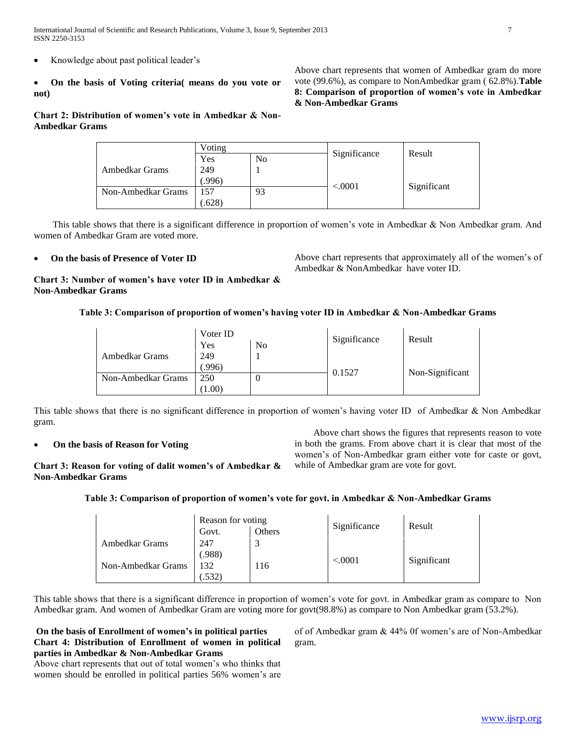- Knowledge about past political leader's

- **On the basis of Voting criteria( means do you vote or not)**

**Chart 2: Distribution of women's vote in Ambedkar & Non-Ambedkar Grams**

Above chart represents that women of Ambedkar gram do more vote (99.6%), as compare to NonAmbedkar gram ( 62.8%).**Table 8: Comparison of proportion of women's vote in Ambedkar & Non-Ambedkar Grams**

| | Voting | | Significance | Result |
|---|---|---|---|---|
| | Yes | No | | |
| Ambedkar Grams | 249 (.996) | 1 | <.0001 | Significant |
| Non-Ambedkar Grams | 157 (.628) | 93 | | |

This table shows that there is a significant difference in proportion of women's vote in Ambedkar & Non Ambedkar gram. And women of Ambedkar Gram are voted more.

- **On the basis of Presence of Voter ID**

**Chart 3: Number of women's have voter ID in Ambedkar & Non-Ambedkar Grams**

Above chart represents that approximately all of the women's of Ambedkar & NonAmbedkar have voter ID.

**Table 3: Comparison of proportion of women's having voter ID in Ambedkar & Non-Ambedkar Grams**

| | Voter ID | | Significance | Result |
|---|---|---|---|---|
| | Yes | No | | |
| Ambedkar Grams | 249 (.996) | 1 | 0.1527 | Non-Significant |
| Non-Ambedkar Grams | 250 (1.00) | 0 | | |

This table shows that there is no significant difference in proportion of women's having voter ID of Ambedkar & Non Ambedkar gram.

- **On the basis of Reason for Voting**

**Chart 3: Reason for voting of dalit women's of Ambedkar & Non-Ambedkar Grams**

Above chart shows the figures that represents reason to vote in both the grams. From above chart it is clear that most of the women's of Non-Ambedkar gram either vote for caste or govt, while of Ambedkar gram are vote for govt.

**Table 3: Comparison of proportion of women's vote for govt. in Ambedkar & Non-Ambedkar Grams**

| | Reason for voting | | Significance | Result |
|---|---|---|---|---|
| | Govt. | Others | | |
| Ambedkar Grams | 247 (.988) | 3 | <.0001 | Significant |
| Non-Ambedkar Grams | 132 (.532) | 116 | | |

This table shows that there is a significant difference in proportion of women's vote for govt. in Ambedkar gram as compare to Non Ambedkar gram. And women of Ambedkar Gram are voting more for govt(98.8%) as compare to Non Ambedkar gram (53.2%).

**On the basis of Enrollment of women's in political parties**

**Chart 4: Distribution of Enrollment of women in political parties in Ambedkar & Non-Ambedkar Grams**

Above chart represents that out of total women's who thinks that women should be enrolled in political parties 56% women's are of of Ambedkar gram & 44% 0f women's are of Non-Ambedkar gram.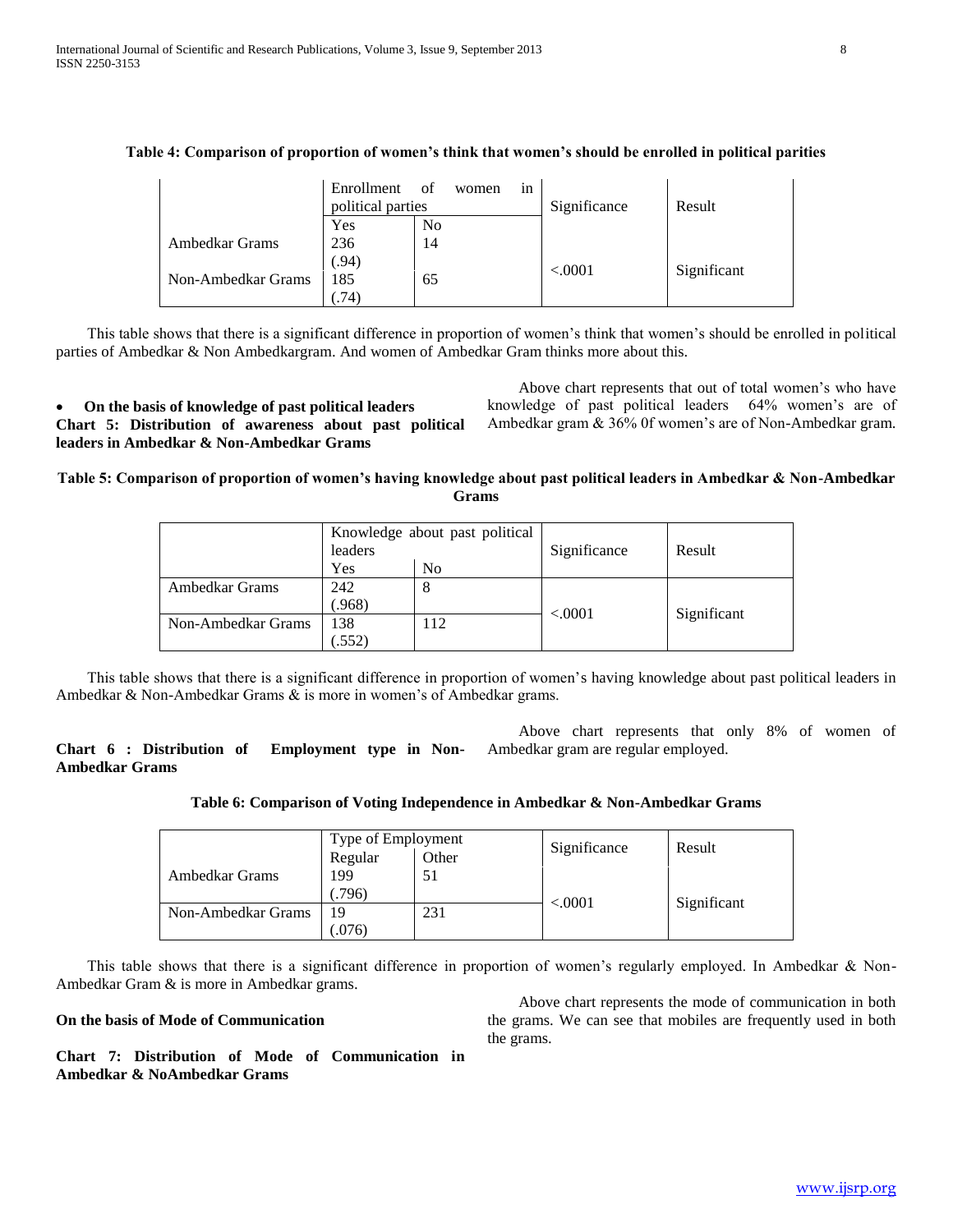**Table 4: Comparison of proportion of women's think that women's should be enrolled in political parities**

| | Enrollment of women in political parties | | Significance | Result |
|---|---|---|---|---|
| | Yes | No | | |
| Ambedkar Grams | 236 (.94) | 14 | <.0001 | Significant |
| Non-Ambedkar Grams | 185 (.74) | 65 | | |

This table shows that there is a significant difference in proportion of women's think that women's should be enrolled in political parties of Ambedkar & Non Ambedkargram. And women of Ambedkar Gram thinks more about this.

- **On the basis of knowledge of past political leaders**

**Chart 5: Distribution of awareness about past political leaders in Ambedkar & Non-Ambedkar Grams**

Above chart represents that out of total women's who have knowledge of past political leaders 64% women's are of Ambedkar gram & 36% 0f women's are of Non-Ambedkar gram.

**Table 5: Comparison of proportion of women's having knowledge about past political leaders in Ambedkar & Non-Ambedkar Grams**

| | Knowledge about past political leaders | | Significance | Result |
|---|---|---|---|---|
| | Yes | No | | |
| Ambedkar Grams | 242 (.968) | 8 | <.0001 | Significant |
| Non-Ambedkar Grams | 138 (.552) | 112 | | |

This table shows that there is a significant difference in proportion of women's having knowledge about past political leaders in Ambedkar & Non-Ambedkar Grams & is more in women's of Ambedkar grams.

**Chart 6 : Distribution of Employment type in Non-Ambedkar Grams**

Above chart represents that only 8% of women of Ambedkar gram are regular employed.

**Table 6: Comparison of Voting Independence in Ambedkar & Non-Ambedkar Grams**

| | Type of Employment | | Significance | Result |
|---|---|---|---|---|
| | Regular | Other | | |
| Ambedkar Grams | 199 (.796) | 51 | <.0001 | Significant |
| Non-Ambedkar Grams | 19 (.076) | 231 | | |

This table shows that there is a significant difference in proportion of women's regularly employed. In Ambedkar & Non-Ambedkar Gram & is more in Ambedkar grams.

**On the basis of Mode of Communication**

**Chart 7: Distribution of Mode of Communication in Ambedkar & NoAmbedkar Grams**

Above chart represents the mode of communication in both the grams. We can see that mobiles are frequently used in both the grams.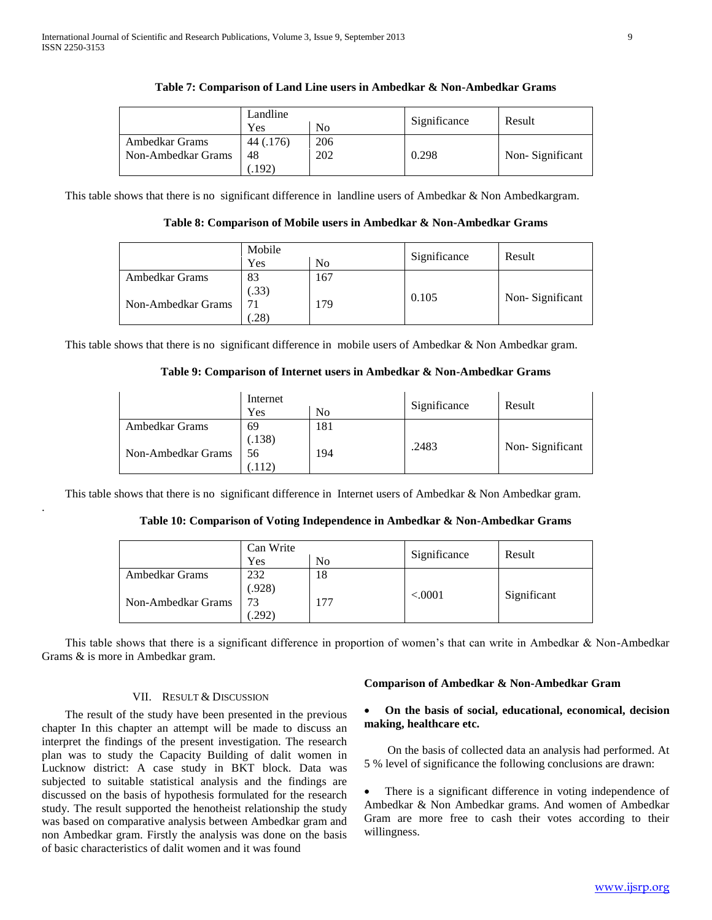**Table 7: Comparison of Land Line users in Ambedkar & Non-Ambedkar Grams**

| | Landline | | Significance | Result |
|---|---|---|---|---|
| | Yes | No | | |
| Ambedkar Grams | 44 (.176) | 206 | 0.298 | Non- Significant |
| Non-Ambedkar Grams | 48 (.192) | 202 | | |

This table shows that there is no significant difference in landline users of Ambedkar & Non Ambedkargram.

**Table 8: Comparison of Mobile users in Ambedkar & Non-Ambedkar Grams**

| | Mobile | | Significance | Result |
|---|---|---|---|---|
| | Yes | No | | |
| Ambedkar Grams | 83 (.33) | 167 | 0.105 | Non- Significant |
| Non-Ambedkar Grams | 71 (.28) | 179 | | |

This table shows that there is no significant difference in mobile users of Ambedkar & Non Ambedkar gram.

**Table 9: Comparison of Internet users in Ambedkar & Non-Ambedkar Grams**

| | Internet | | Significance | Result |
|---|---|---|---|---|
| | Yes | No | | |
| Ambedkar Grams | 69 (.138) | 181 | .2483 | Non- Significant |
| Non-Ambedkar Grams | 56 (.112) | 194 | | |

This table shows that there is no significant difference in Internet users of Ambedkar & Non Ambedkar gram.

**Table 10: Comparison of Voting Independence in Ambedkar & Non-Ambedkar Grams**

| | Can Write | | Significance | Result |
|---|---|---|---|---|
| | Yes | No | | |
| Ambedkar Grams | 232 (.928) | 18 | <.0001 | Significant |
| Non-Ambedkar Grams | 73 (.292) | 177 | | |

This table shows that there is a significant difference in proportion of women's that can write in Ambedkar & Non-Ambedkar Grams & is more in Ambedkar gram.

## VII. Result & Discussion

The result of the study have been presented in the previous chapter In this chapter an attempt will be made to discuss an interpret the findings of the present investigation. The research plan was to study the Capacity Building of dalit women in Lucknow district: A case study in BKT block. Data was subjected to suitable statistical analysis and the findings are discussed on the basis of hypothesis formulated for the research study. The result supported the henotheist relationship the study was based on comparative analysis between Ambedkar gram and non Ambedkar gram. Firstly the analysis was done on the basis of basic characteristics of dalit women and it was found

**Comparison of Ambedkar & Non-Ambedkar Gram**

- **On the basis of social, educational, economical, decision making, healthcare etc.**

On the basis of collected data an analysis had performed. At 5 % level of significance the following conclusions are drawn:

- There is a significant difference in voting independence of Ambedkar & Non Ambedkar grams. And women of Ambedkar Gram are more free to cash their votes according to their willingness.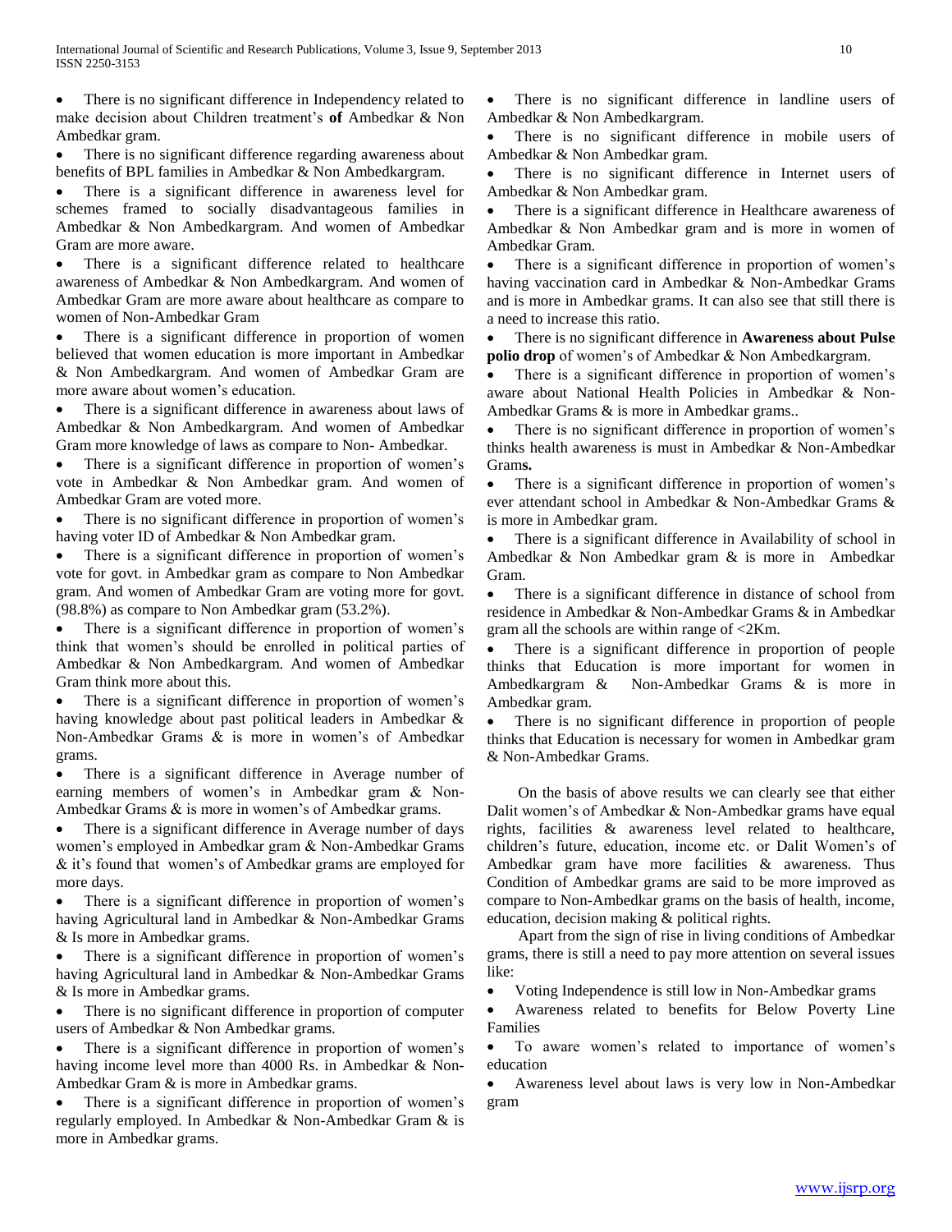- There is no significant difference in Independency related to make decision about Children treatment's **of** Ambedkar & Non Ambedkar gram.
- There is no significant difference regarding awareness about benefits of BPL families in Ambedkar & Non Ambedkargram.
- There is a significant difference in awareness level for schemes framed to socially disadvantageous families in Ambedkar & Non Ambedkargram. And women of Ambedkar Gram are more aware.
- There is a significant difference related to healthcare awareness of Ambedkar & Non Ambedkargram. And women of Ambedkar Gram are more aware about healthcare as compare to women of Non-Ambedkar Gram
- There is a significant difference in proportion of women believed that women education is more important in Ambedkar & Non Ambedkargram. And women of Ambedkar Gram are more aware about women's education.
- There is a significant difference in awareness about laws of Ambedkar & Non Ambedkargram. And women of Ambedkar Gram more knowledge of laws as compare to Non- Ambedkar.
- There is a significant difference in proportion of women's vote in Ambedkar & Non Ambedkar gram. And women of Ambedkar Gram are voted more.
- There is no significant difference in proportion of women's having voter ID of Ambedkar & Non Ambedkar gram.
- There is a significant difference in proportion of women's vote for govt. in Ambedkar gram as compare to Non Ambedkar gram. And women of Ambedkar Gram are voting more for govt. (98.8%) as compare to Non Ambedkar gram (53.2%).
- There is a significant difference in proportion of women's think that women's should be enrolled in political parties of Ambedkar & Non Ambedkargram. And women of Ambedkar Gram think more about this.
- There is a significant difference in proportion of women's having knowledge about past political leaders in Ambedkar & Non-Ambedkar Grams & is more in women's of Ambedkar grams.
- There is a significant difference in Average number of earning members of women's in Ambedkar gram & Non-Ambedkar Grams & is more in women's of Ambedkar grams.
- There is a significant difference in Average number of days women's employed in Ambedkar gram & Non-Ambedkar Grams & it's found that women's of Ambedkar grams are employed for more days.
- There is a significant difference in proportion of women's having Agricultural land in Ambedkar & Non-Ambedkar Grams & Is more in Ambedkar grams.
- There is a significant difference in proportion of women's having Agricultural land in Ambedkar & Non-Ambedkar Grams & Is more in Ambedkar grams.
- There is no significant difference in proportion of computer users of Ambedkar & Non Ambedkar grams.
- There is a significant difference in proportion of women's having income level more than 4000 Rs. in Ambedkar & Non-Ambedkar Gram & is more in Ambedkar grams.
- There is a significant difference in proportion of women's regularly employed. In Ambedkar & Non-Ambedkar Gram & is more in Ambedkar grams.
- There is no significant difference in landline users of Ambedkar & Non Ambedkargram.
- There is no significant difference in mobile users of Ambedkar & Non Ambedkar gram.
- There is no significant difference in Internet users of Ambedkar & Non Ambedkar gram.
- There is a significant difference in Healthcare awareness of Ambedkar & Non Ambedkar gram and is more in women of Ambedkar Gram.
- There is a significant difference in proportion of women's having vaccination card in Ambedkar & Non-Ambedkar Grams and is more in Ambedkar grams. It can also see that still there is a need to increase this ratio.
- There is no significant difference in **Awareness about Pulse polio drop** of women's of Ambedkar & Non Ambedkargram.
- There is a significant difference in proportion of women's aware about National Health Policies in Ambedkar & Non-Ambedkar Grams & is more in Ambedkar grams..
- There is no significant difference in proportion of women's thinks health awareness is must in Ambedkar & Non-Ambedkar Gram**s.**
- There is a significant difference in proportion of women's ever attendant school in Ambedkar & Non-Ambedkar Grams & is more in Ambedkar gram.
- There is a significant difference in Availability of school in Ambedkar & Non Ambedkar gram & is more in Ambedkar Gram.
- There is a significant difference in distance of school from residence in Ambedkar & Non-Ambedkar Grams & in Ambedkar gram all the schools are within range of <2Km.
- There is a significant difference in proportion of people thinks that Education is more important for women in Ambedkargram & Non-Ambedkar Grams & is more in Ambedkar gram.
- There is no significant difference in proportion of people thinks that Education is necessary for women in Ambedkar gram & Non-Ambedkar Grams.

On the basis of above results we can clearly see that either Dalit women's of Ambedkar & Non-Ambedkar grams have equal rights, facilities & awareness level related to healthcare, children's future, education, income etc. or Dalit Women's of Ambedkar gram have more facilities & awareness. Thus Condition of Ambedkar grams are said to be more improved as compare to Non-Ambedkar grams on the basis of health, income, education, decision making & political rights.

Apart from the sign of rise in living conditions of Ambedkar grams, there is still a need to pay more attention on several issues like:

- Voting Independence is still low in Non-Ambedkar grams
- Awareness related to benefits for Below Poverty Line Families
- To aware women's related to importance of women's education
- Awareness level about laws is very low in Non-Ambedkar gram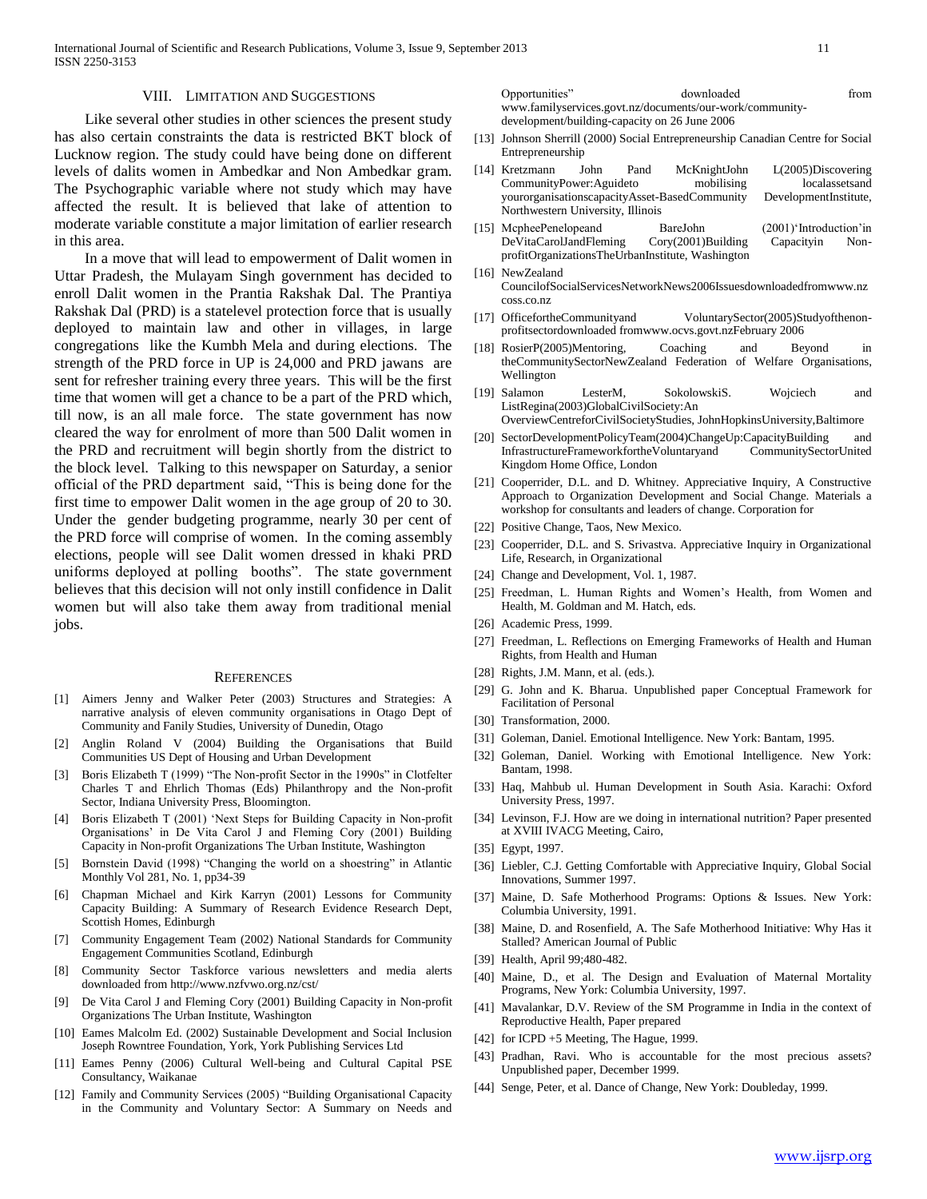## VIII. Limitation and Suggestions

Like several other studies in other sciences the present study has also certain constraints the data is restricted BKT block of Lucknow region. The study could have being done on different levels of dalits women in Ambedkar and Non Ambedkar gram. The Psychographic variable where not study which may have affected the result. It is believed that lake of attention to moderate variable constitute a major limitation of earlier research in this area.

In a move that will lead to empowerment of Dalit women in Uttar Pradesh, the Mulayam Singh government has decided to enroll Dalit women in the Prantia Rakshak Dal. The Prantiya Rakshak Dal (PRD) is a statelevel protection force that is usually deployed to maintain law and other in villages, in large congregations like the Kumbh Mela and during elections. The strength of the PRD force in UP is 24,000 and PRD jawans are sent for refresher training every three years. This will be the first time that women will get a chance to be a part of the PRD which, till now, is an all male force. The state government has now cleared the way for enrolment of more than 500 Dalit women in the PRD and recruitment will begin shortly from the district to the block level. Talking to this newspaper on Saturday, a senior official of the PRD department said, "This is being done for the first time to empower Dalit women in the age group of 20 to 30. Under the gender budgeting programme, nearly 30 per cent of the PRD force will comprise of women. In the coming assembly elections, people will see Dalit women dressed in khaki PRD uniforms deployed at polling booths". The state government believes that this decision will not only instill confidence in Dalit women but will also take them away from traditional menial jobs.

## References

[1] Aimers Jenny and Walker Peter (2003) Structures and Strategies: A narrative analysis of eleven community organisations in Otago Dept of Community and Fanily Studies, University of Dunedin, Otago

[2] Anglin Roland V (2004) Building the Organisations that Build Communities US Dept of Housing and Urban Development

[3] Boris Elizabeth T (1999) "The Non-profit Sector in the 1990s" in Clotfelter Charles T and Ehrlich Thomas (Eds) Philanthropy and the Non-profit Sector, Indiana University Press, Bloomington.

[4] Boris Elizabeth T (2001) 'Next Steps for Building Capacity in Non-profit Organisations' in De Vita Carol J and Fleming Cory (2001) Building Capacity in Non-profit Organizations The Urban Institute, Washington

[5] Bornstein David (1998) "Changing the world on a shoestring" in Atlantic Monthly Vol 281, No. 1, pp34-39

[6] Chapman Michael and Kirk Karryn (2001) Lessons for Community Capacity Building: A Summary of Research Evidence Research Dept, Scottish Homes, Edinburgh

[7] Community Engagement Team (2002) National Standards for Community Engagement Communities Scotland, Edinburgh

[8] Community Sector Taskforce various newsletters and media alerts downloaded from http://www.nzfvwo.org.nz/cst/

[9] De Vita Carol J and Fleming Cory (2001) Building Capacity in Non-profit Organizations The Urban Institute, Washington

[10] Eames Malcolm Ed. (2002) Sustainable Development and Social Inclusion Joseph Rowntree Foundation, York, York Publishing Services Ltd

[11] Eames Penny (2006) Cultural Well-being and Cultural Capital PSE Consultancy, Waikanae

[12] Family and Community Services (2005) "Building Organisational Capacity in the Community and Voluntary Sector: A Summary on Needs and Opportunities" downloaded from www.familyservices.govt.nz/documents/our-work/community-development/building-capacity on 26 June 2006

[13] Johnson Sherrill (2000) Social Entrepreneurship Canadian Centre for Social Entrepreneurship

[14] Kretzmann John Pand McKnightJohn L(2005)Discovering CommunityPower:Aguideto mobilising localassetsand yourorganisationscapacityAsset-BasedCommunity DevelopmentInstitute, Northwestern University, Illinois

[15] McpheePenelopeand BareJohn (2001)'Introduction'in DeVitaCarolJandFleming Cory(2001)Building Capacityin Non-profitOrganizationsTheUrbanInstitute, Washington

[16] NewZealand CouncilofSocialServicesNetworkNews2006Issuesdownloadedfromwww.nzcoss.co.nz

[17] OfficefortheCommunityand VoluntarySector(2005)Studyofthenon-profitsectordownloaded fromwww.ocvs.govt.nzFebruary 2006

[18] RosierP(2005)Mentoring, Coaching and Beyond in theCommunitySectorNewZealand Federation of Welfare Organisations, Wellington

[19] Salamon LesterM, SokolowskiS. Wojciech and ListRegina(2003)GlobalCivilSociety:An OverviewCentreforCivilSocietyStudies, JohnHopkinsUniversity,Baltimore

[20] SectorDevelopmentPolicyTeam(2004)ChangeUp:CapacityBuilding and InfrastructureFrameworkfortheVoluntaryand CommunitySectorUnited Kingdom Home Office, London

[21] Cooperrider, D.L. and D. Whitney. Appreciative Inquiry, A Constructive Approach to Organization Development and Social Change. Materials a workshop for consultants and leaders of change. Corporation for

[22] Positive Change, Taos, New Mexico.

[23] Cooperrider, D.L. and S. Srivastva. Appreciative Inquiry in Organizational Life, Research, in Organizational

[24] Change and Development, Vol. 1, 1987.

[25] Freedman, L. Human Rights and Women's Health, from Women and Health, M. Goldman and M. Hatch, eds.

[26] Academic Press, 1999.

[27] Freedman, L. Reflections on Emerging Frameworks of Health and Human Rights, from Health and Human

[28] Rights, J.M. Mann, et al. (eds.).

[29] G. John and K. Bharua. Unpublished paper Conceptual Framework for Facilitation of Personal

[30] Transformation, 2000.

[31] Goleman, Daniel. Emotional Intelligence. New York: Bantam, 1995.

[32] Goleman, Daniel. Working with Emotional Intelligence. New York: Bantam, 1998.

[33] Haq, Mahbub ul. Human Development in South Asia. Karachi: Oxford University Press, 1997.

[34] Levinson, F.J. How are we doing in international nutrition? Paper presented at XVIII IVACG Meeting, Cairo,

[35] Egypt, 1997.

[36] Liebler, C.J. Getting Comfortable with Appreciative Inquiry, Global Social Innovations, Summer 1997.

[37] Maine, D. Safe Motherhood Programs: Options & Issues. New York: Columbia University, 1991.

[38] Maine, D. and Rosenfield, A. The Safe Motherhood Initiative: Why Has it Stalled? American Journal of Public

[39] Health, April 99;480-482.

[40] Maine, D., et al. The Design and Evaluation of Maternal Mortality Programs, New York: Columbia University, 1997.

[41] Mavalankar, D.V. Review of the SM Programme in India in the context of Reproductive Health, Paper prepared

[42] for ICPD +5 Meeting, The Hague, 1999.

[43] Pradhan, Ravi. Who is accountable for the most precious assets? Unpublished paper, December 1999.

[44] Senge, Peter, et al. Dance of Change, New York: Doubleday, 1999.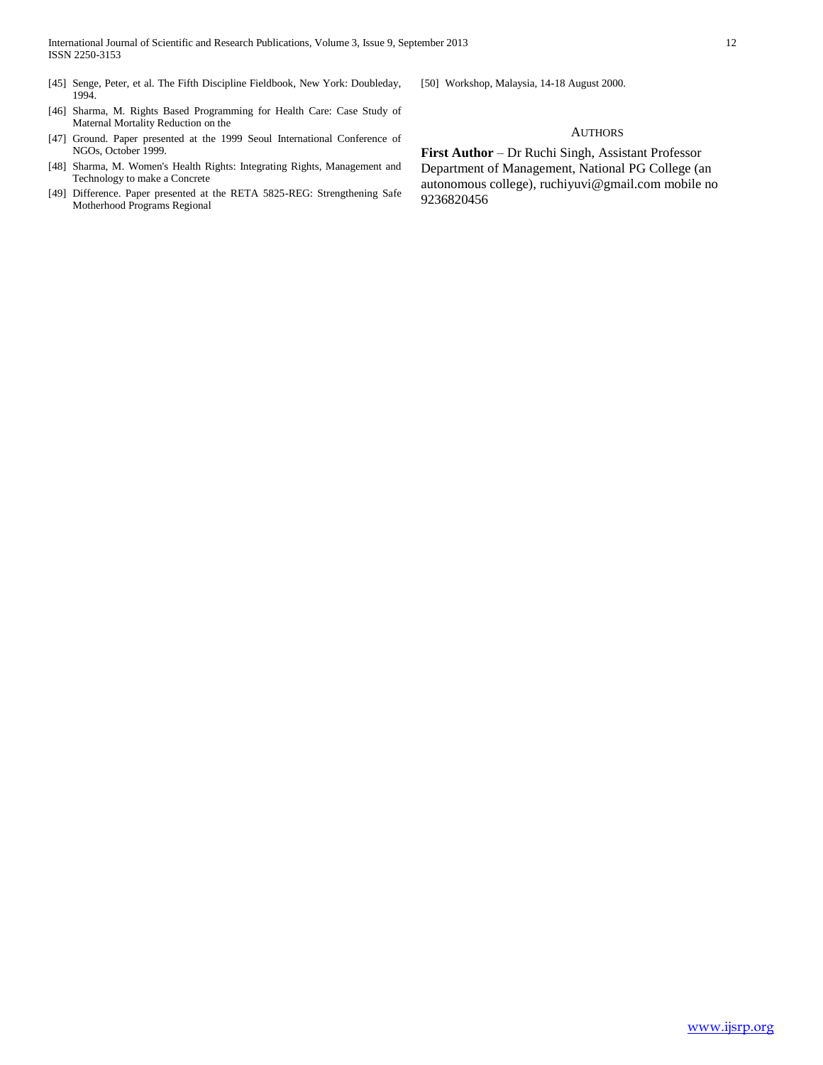[45] Senge, Peter, et al. The Fifth Discipline Fieldbook, New York: Doubleday, 1994.

[46] Sharma, M. Rights Based Programming for Health Care: Case Study of Maternal Mortality Reduction on the

[47] Ground. Paper presented at the 1999 Seoul International Conference of NGOs, October 1999.

[48] Sharma, M. Women's Health Rights: Integrating Rights, Management and Technology to make a Concrete

[49] Difference. Paper presented at the RETA 5825-REG: Strengthening Safe Motherhood Programs Regional

[50] Workshop, Malaysia, 14-18 August 2000.

## Authors

**First Author** – Dr Ruchi Singh, Assistant Professor Department of Management, National PG College (an autonomous college), ruchiyuvi@gmail.com mobile no 9236820456